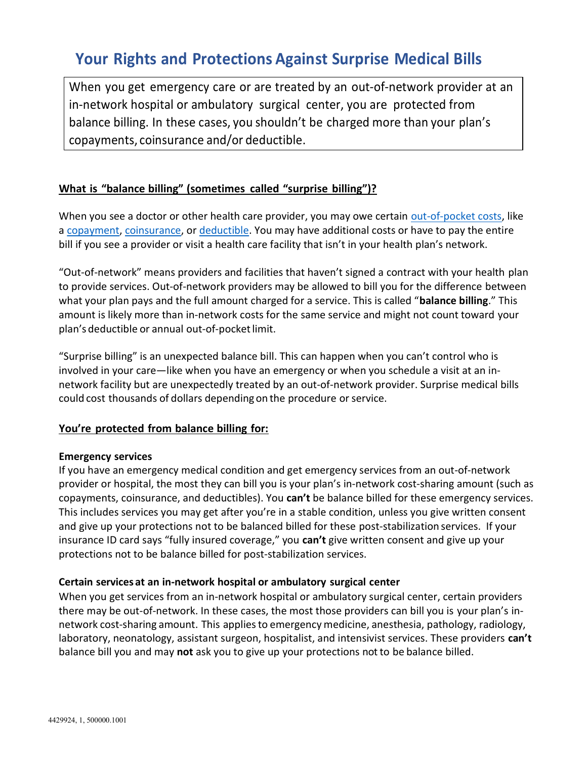# Your Rights and Protections Against Surprise Medical Bills

When you get emergency care or are treated by an out-of-network provider at an in-network hospital or ambulatory surgical center, you are protected from balance billing. In these cases, you shouldn't be charged more than your plan's copayments, coinsurance and/or deductible.

**<u>What is "balance billing" (sometimes called "surprise billing")?</u>**

When you see a doctor or other health care provider, you may owe certain out-of-pocket costs, like a copayment, coinsurance, or deductible. You may have additional costs or have to pay the entire bill if you see a provider or visit a health care facility that isn't in your health plan's network.

"Out-of-network" means providers and facilities that haven't signed a contract with your health plan to provide services. Out-of-network providers may be allowed to bill you for the difference between what your plan pays and the full amount charged for a service. This is called "**balance billing**." This amount is likely more than in-network costs for the same service and might not count toward your plan's deductible or annual out-of-pocket limit.

"Surprise billing" is an unexpected balance bill. This can happen when you can't control who is involved in your care—like when you have an emergency or when you schedule a visit at an in-network facility but are unexpectedly treated by an out-of-network provider. Surprise medical bills could cost thousands of dollars depending on the procedure or service.

**<u>You're protected from balance billing for:</u>**

**Emergency services**

If you have an emergency medical condition and get emergency services from an out-of-network provider or hospital, the most they can bill you is your plan's in-network cost-sharing amount (such as copayments, coinsurance, and deductibles). You **can't** be balance billed for these emergency services. This includes services you may get after you're in a stable condition, unless you give written consent and give up your protections not to be balanced billed for these post-stabilization services. If your insurance ID card says "fully insured coverage," you **can't** give written consent and give up your protections not to be balance billed for post-stabilization services.

**Certain services at an in-network hospital or ambulatory surgical center**

When you get services from an in-network hospital or ambulatory surgical center, certain providers there may be out-of-network. In these cases, the most those providers can bill you is your plan's in-network cost-sharing amount. This applies to emergency medicine, anesthesia, pathology, radiology, laboratory, neonatology, assistant surgeon, hospitalist, and intensivist services. These providers **can't** balance bill you and may **not** ask you to give up your protections not to be balance billed.

4429924, 1, 500000.1001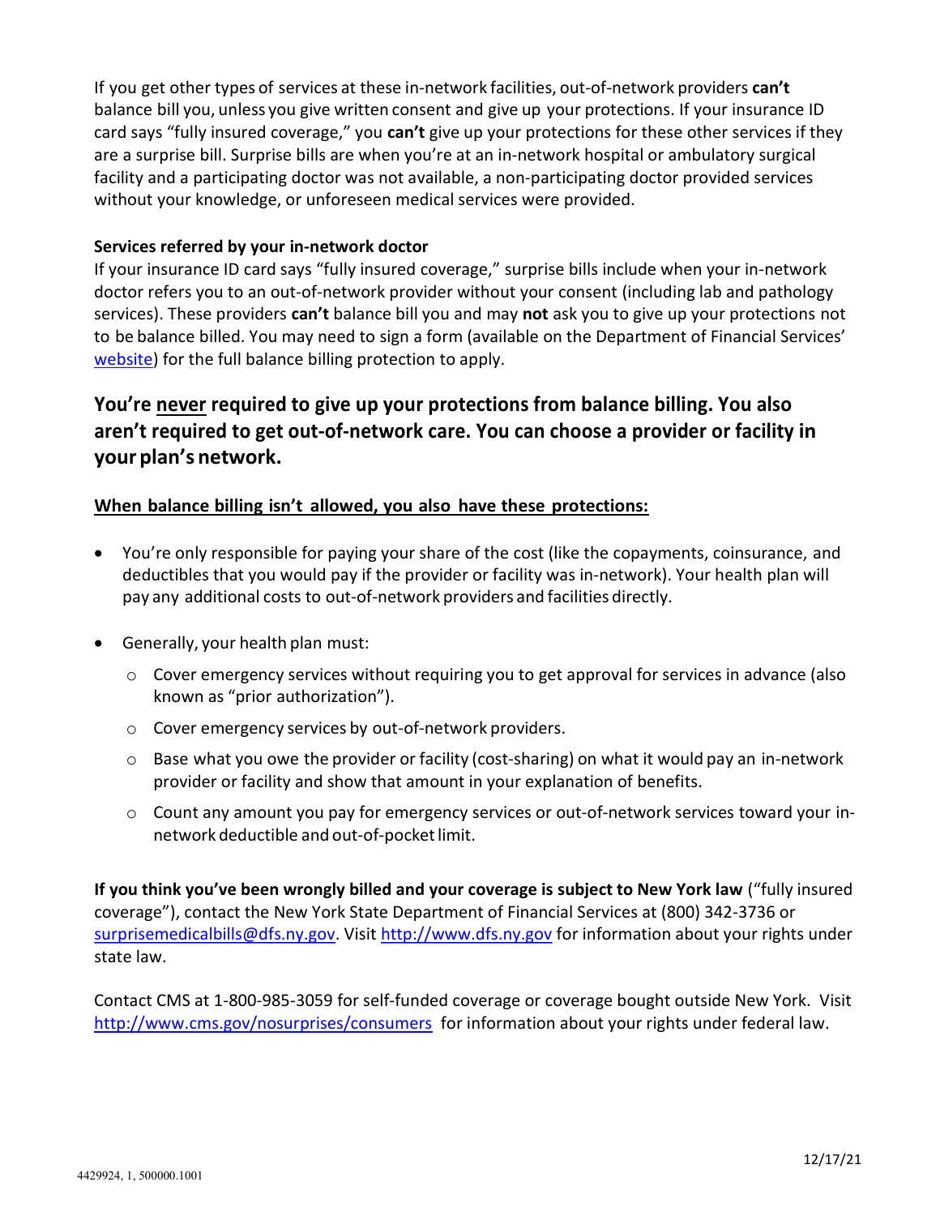If you get other types of services at these in-network facilities, out-of-network providers **can't** balance bill you, unless you give written consent and give up your protections. If your insurance ID card says "fully insured coverage," you **can't** give up your protections for these other services if they are a surprise bill. Surprise bills are when you're at an in-network hospital or ambulatory surgical facility and a participating doctor was not available, a non-participating doctor provided services without your knowledge, or unforeseen medical services were provided.

**Services referred by your in-network doctor**

If your insurance ID card says "fully insured coverage," surprise bills include when your in-network doctor refers you to an out-of-network provider without your consent (including lab and pathology services). These providers **can't** balance bill you and may **not** ask you to give up your protections not to be balance billed. You may need to sign a form (available on the Department of Financial Services' website) for the full balance billing protection to apply.

## You're never required to give up your protections from balance billing. You also aren't required to get out-of-network care. You can choose a provider or facility in your plan's network.

**When balance billing isn't allowed, you also have these protections:**

- You're only responsible for paying your share of the cost (like the copayments, coinsurance, and deductibles that you would pay if the provider or facility was in-network). Your health plan will pay any additional costs to out-of-network providers and facilities directly.
- Generally, your health plan must:
  - Cover emergency services without requiring you to get approval for services in advance (also known as "prior authorization").
  - Cover emergency services by out-of-network providers.
  - Base what you owe the provider or facility (cost-sharing) on what it would pay an in-network provider or facility and show that amount in your explanation of benefits.
  - Count any amount you pay for emergency services or out-of-network services toward your in-network deductible and out-of-pocket limit.

**If you think you've been wrongly billed and your coverage is subject to New York law** ("fully insured coverage"), contact the New York State Department of Financial Services at (800) 342-3736 or surprisemedicalbills@dfs.ny.gov. Visit http://www.dfs.ny.gov for information about your rights under state law.

Contact CMS at 1-800-985-3059 for self-funded coverage or coverage bought outside New York. Visit http://www.cms.gov/nosurprises/consumers for information about your rights under federal law.

12/17/21

4429924, 1, 500000.1001